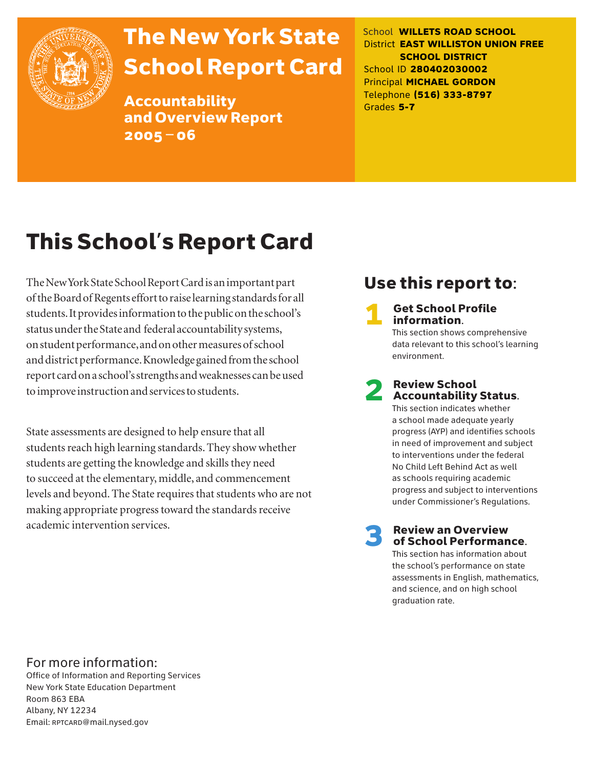# The New York State School Report Card

**Accountability and Overview Report 2005 – 06**

School **WILLETS ROAD SCHOOL**
District **EAST WILLISTON UNION FREE SCHOOL DISTRICT**
School ID **280402030002**
Principal **MICHAEL GORDON**
Telephone **(516) 333-8797**
Grades **5-7**

## This School's Report Card

The New York State School Report Card is an important part of the Board of Regents effort to raise learning standards for all students. It provides information to the public on the school's status under the State and federal accountability systems, on student performance, and on other measures of school and district performance. Knowledge gained from the school report card on a school's strengths and weaknesses can be used to improve instruction and services to students.

State assessments are designed to help ensure that all students reach high learning standards. They show whether students are getting the knowledge and skills they need to succeed at the elementary, middle, and commencement levels and beyond. The State requires that students who are not making appropriate progress toward the standards receive academic intervention services.

## Use this report to:

**1 Get School Profile information.**
This section shows comprehensive data relevant to this school's learning environment.

**2 Review School Accountability Status.**
This section indicates whether a school made adequate yearly progress (AYP) and identifies schools in need of improvement and subject to interventions under the federal No Child Left Behind Act as well as schools requiring academic progress and subject to interventions under Commissioner's Regulations.

**3 Review an Overview of School Performance.**
This section has information about the school's performance on state assessments in English, mathematics, and science, and on high school graduation rate.

For more information:
Office of Information and Reporting Services
New York State Education Department
Room 863 EBA
Albany, NY 12234
Email: RPTCARD@mail.nysed.gov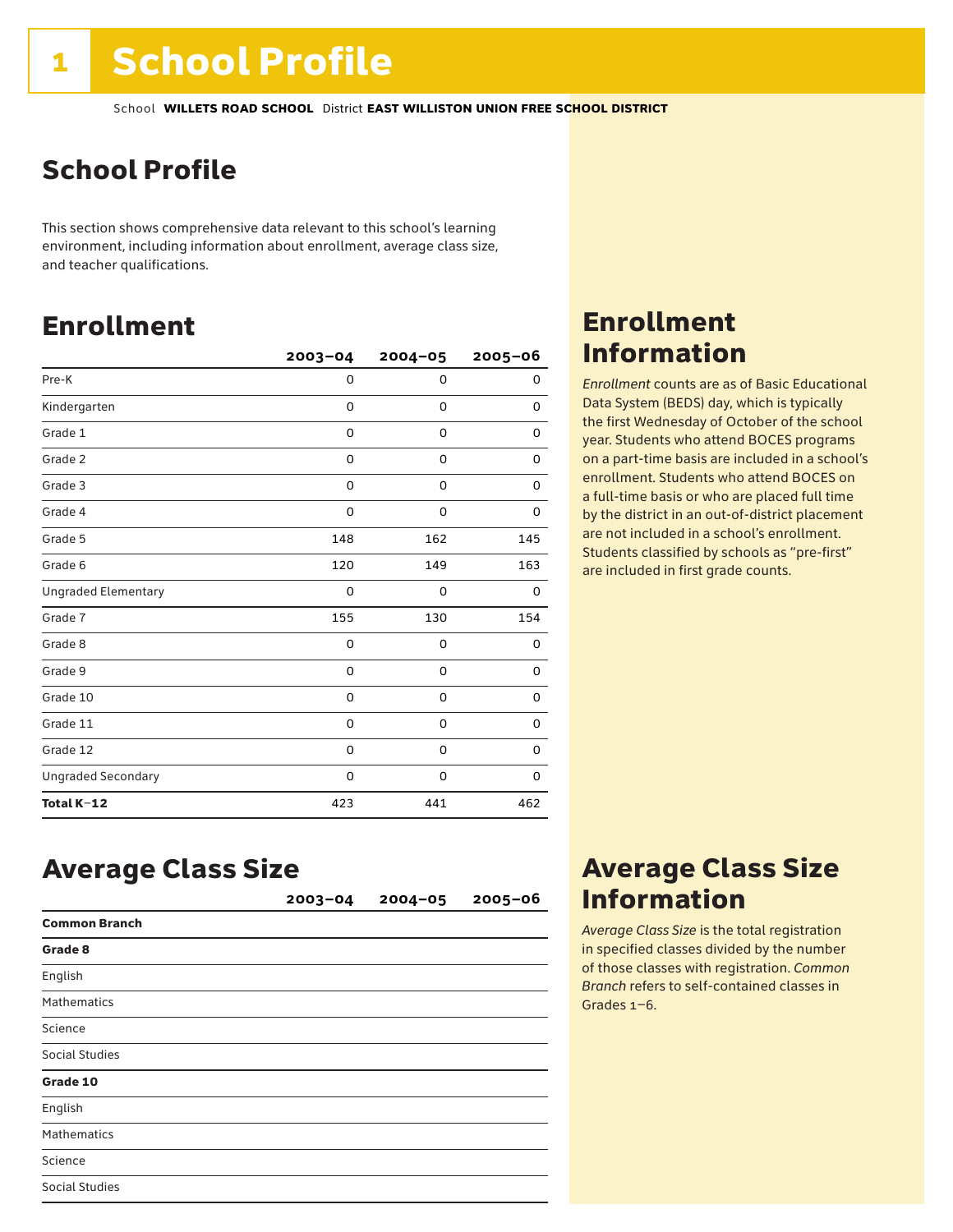# 1 School Profile

School **WILLETS ROAD SCHOOL** District **EAST WILLISTON UNION FREE SCHOOL DISTRICT**

## School Profile

This section shows comprehensive data relevant to this school's learning environment, including information about enrollment, average class size, and teacher qualifications.

## Enrollment

| | 2003–04 | 2004–05 | 2005–06 |
|---|---|---|---|
| Pre-K | 0 | 0 | 0 |
| Kindergarten | 0 | 0 | 0 |
| Grade 1 | 0 | 0 | 0 |
| Grade 2 | 0 | 0 | 0 |
| Grade 3 | 0 | 0 | 0 |
| Grade 4 | 0 | 0 | 0 |
| Grade 5 | 148 | 162 | 145 |
| Grade 6 | 120 | 149 | 163 |
| Ungraded Elementary | 0 | 0 | 0 |
| Grade 7 | 155 | 130 | 154 |
| Grade 8 | 0 | 0 | 0 |
| Grade 9 | 0 | 0 | 0 |
| Grade 10 | 0 | 0 | 0 |
| Grade 11 | 0 | 0 | 0 |
| Grade 12 | 0 | 0 | 0 |
| Ungraded Secondary | 0 | 0 | 0 |
| **Total K–12** | 423 | 441 | 462 |

## Enrollment Information

*Enrollment* counts are as of Basic Educational Data System (BEDS) day, which is typically the first Wednesday of October of the school year. Students who attend BOCES programs on a part-time basis are included in a school's enrollment. Students who attend BOCES on a full-time basis or who are placed full time by the district in an out-of-district placement are not included in a school's enrollment. Students classified by schools as "pre-first" are included in first grade counts.

## Average Class Size

| | 2003–04 | 2004–05 | 2005–06 |
|---|---|---|---|
| **Common Branch** | | | |
| **Grade 8** | | | |
| English | | | |
| Mathematics | | | |
| Science | | | |
| Social Studies | | | |
| **Grade 10** | | | |
| English | | | |
| Mathematics | | | |
| Science | | | |
| Social Studies | | | |

## Average Class Size Information

*Average Class Size* is the total registration in specified classes divided by the number of those classes with registration. *Common Branch* refers to self-contained classes in Grades 1–6.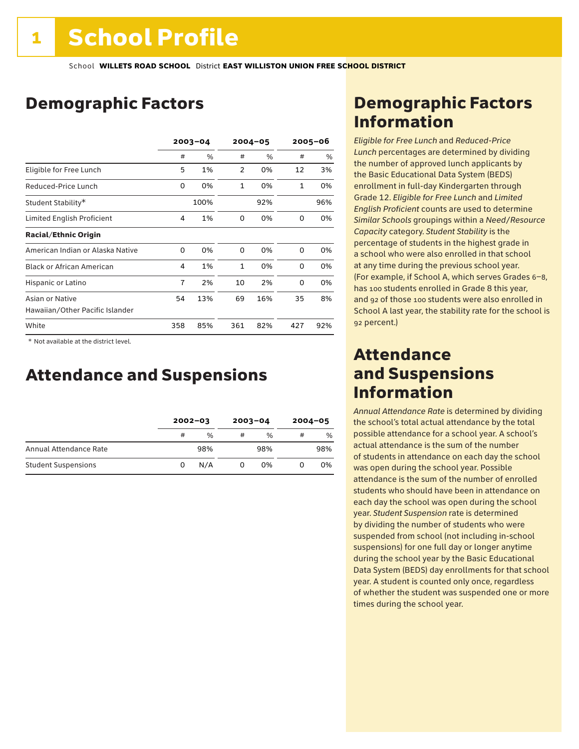# 1 School Profile

School **WILLETS ROAD SCHOOL** District **EAST WILLISTON UNION FREE SCHOOL DISTRICT**

## Demographic Factors

| | 2003–04 | | 2004–05 | | 2005–06 | |
|---|---|---|---|---|---|---|
| | # | % | # | % | # | % |
| Eligible for Free Lunch | 5 | 1% | 2 | 0% | 12 | 3% |
| Reduced-Price Lunch | 0 | 0% | 1 | 0% | 1 | 0% |
| Student Stability* | | 100% | | 92% | | 96% |
| Limited English Proficient | 4 | 1% | 0 | 0% | 0 | 0% |
| **Racial/Ethnic Origin** | | | | | | |
| American Indian or Alaska Native | 0 | 0% | 0 | 0% | 0 | 0% |
| Black or African American | 4 | 1% | 1 | 0% | 0 | 0% |
| Hispanic or Latino | 7 | 2% | 10 | 2% | 0 | 0% |
| Asian or Native Hawaiian/Other Pacific Islander | 54 | 13% | 69 | 16% | 35 | 8% |
| White | 358 | 85% | 361 | 82% | 427 | 92% |

\* Not available at the district level.

## Attendance and Suspensions

| | 2002–03 | | 2003–04 | | 2004–05 | |
|---|---|---|---|---|---|---|
| | # | % | # | % | # | % |
| Annual Attendance Rate | | 98% | | 98% | | 98% |
| Student Suspensions | 0 | N/A | 0 | 0% | 0 | 0% |

## Demographic Factors Information

*Eligible for Free Lunch* and *Reduced-Price Lunch* percentages are determined by dividing the number of approved lunch applicants by the Basic Educational Data System (BEDS) enrollment in full-day Kindergarten through Grade 12. *Eligible for Free Lunch* and *Limited English Proficient* counts are used to determine *Similar Schools* groupings within a *Need/Resource Capacity* category. *Student Stability* is the percentage of students in the highest grade in a school who were also enrolled in that school at any time during the previous school year. (For example, if School A, which serves Grades 6–8, has 100 students enrolled in Grade 8 this year, and 92 of those 100 students were also enrolled in School A last year, the stability rate for the school is 92 percent.)

## Attendance and Suspensions Information

*Annual Attendance Rate* is determined by dividing the school's total actual attendance by the total possible attendance for a school year. A school's actual attendance is the sum of the number of students in attendance on each day the school was open during the school year. Possible attendance is the sum of the number of enrolled students who should have been in attendance on each day the school was open during the school year. *Student Suspension* rate is determined by dividing the number of students who were suspended from school (not including in-school suspensions) for one full day or longer anytime during the school year by the Basic Educational Data System (BEDS) day enrollments for that school year. A student is counted only once, regardless of whether the student was suspended one or more times during the school year.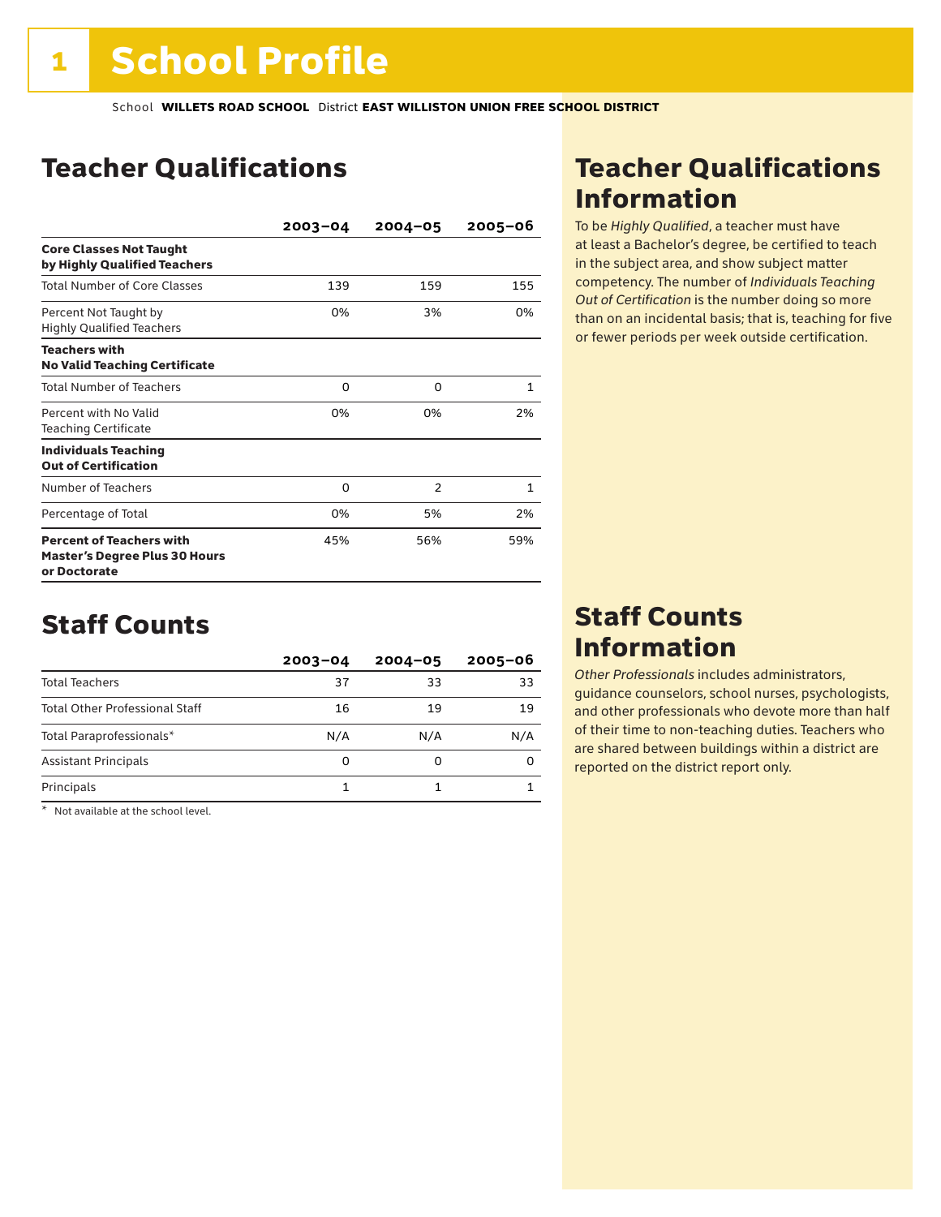# 1 School Profile

School **WILLETS ROAD SCHOOL** District **EAST WILLISTON UNION FREE SCHOOL DISTRICT**

## Teacher Qualifications

| | 2003–04 | 2004–05 | 2005–06 |
|---|---|---|---|
| **Core Classes Not Taught by Highly Qualified Teachers** | | | |
| Total Number of Core Classes | 139 | 159 | 155 |
| Percent Not Taught by Highly Qualified Teachers | 0% | 3% | 0% |
| **Teachers with No Valid Teaching Certificate** | | | |
| Total Number of Teachers | 0 | 0 | 1 |
| Percent with No Valid Teaching Certificate | 0% | 0% | 2% |
| **Individuals Teaching Out of Certification** | | | |
| Number of Teachers | 0 | 2 | 1 |
| Percentage of Total | 0% | 5% | 2% |
| **Percent of Teachers with Master's Degree Plus 30 Hours or Doctorate** | 45% | 56% | 59% |

## Teacher Qualifications Information

To be *Highly Qualified*, a teacher must have at least a Bachelor's degree, be certified to teach in the subject area, and show subject matter competency. The number of *Individuals Teaching Out of Certification* is the number doing so more than on an incidental basis; that is, teaching for five or fewer periods per week outside certification.

## Staff Counts

| | 2003–04 | 2004–05 | 2005–06 |
|---|---|---|---|
| Total Teachers | 37 | 33 | 33 |
| Total Other Professional Staff | 16 | 19 | 19 |
| Total Paraprofessionals* | N/A | N/A | N/A |
| Assistant Principals | 0 | 0 | 0 |
| Principals | 1 | 1 | 1 |

\* Not available at the school level.

## Staff Counts Information

*Other Professionals* includes administrators, guidance counselors, school nurses, psychologists, and other professionals who devote more than half of their time to non-teaching duties. Teachers who are shared between buildings within a district are reported on the district report only.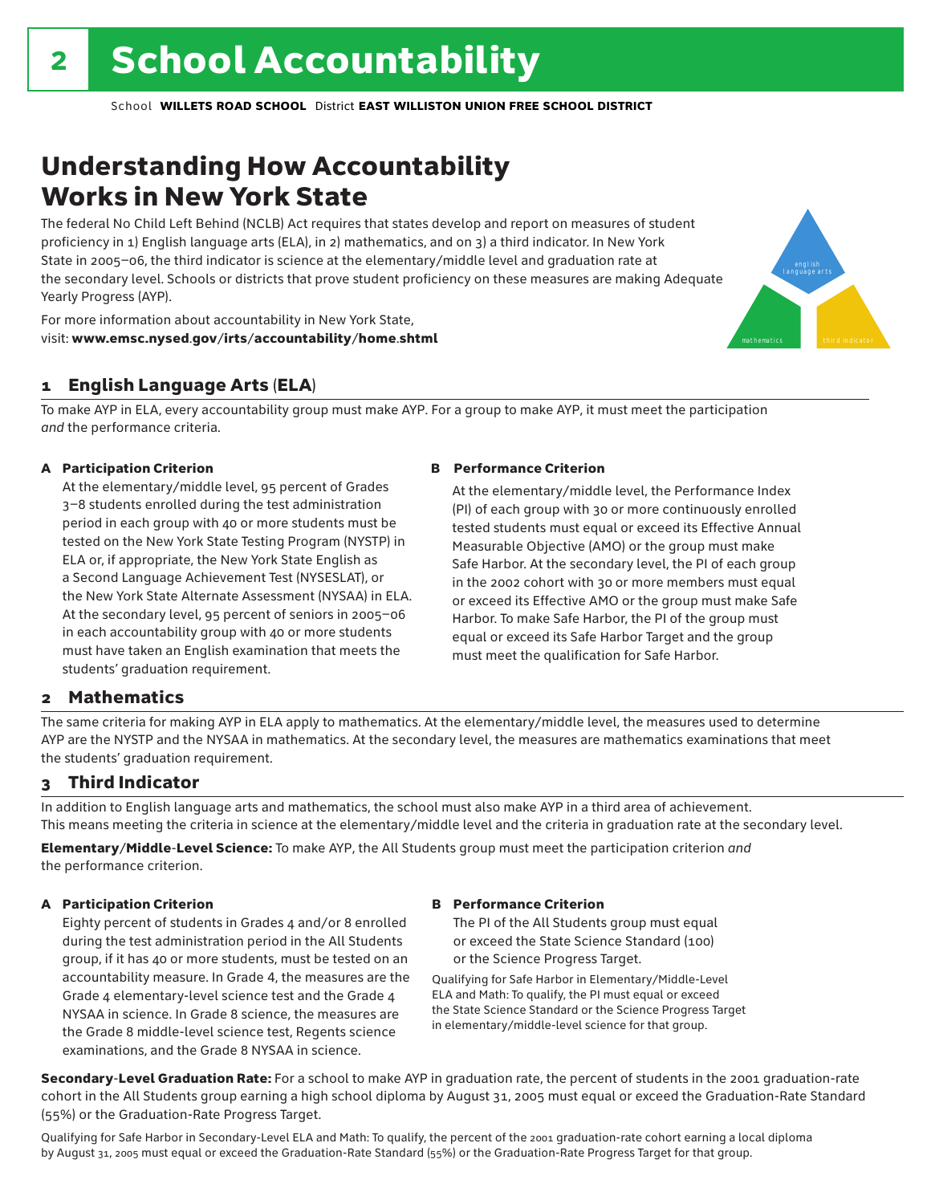# 2 School Accountability

School **WILLETS ROAD SCHOOL** District **EAST WILLISTON UNION FREE SCHOOL DISTRICT**

## Understanding How Accountability Works in New York State

The federal No Child Left Behind (NCLB) Act requires that states develop and report on measures of student proficiency in 1) English language arts (ELA), in 2) mathematics, and on 3) a third indicator. In New York State in 2005–06, the third indicator is science at the elementary/middle level and graduation rate at the secondary level. Schools or districts that prove student proficiency on these measures are making Adequate Yearly Progress (AYP).

For more information about accountability in New York State, visit: **www.emsc.nysed.gov/irts/accountability/home.shtml**

english language arts

mathematics

third indicator

### 1 English Language Arts (ELA)

To make AYP in ELA, every accountability group must make AYP. For a group to make AYP, it must meet the participation *and* the performance criteria.

**A Participation Criterion**

At the elementary/middle level, 95 percent of Grades 3–8 students enrolled during the test administration period in each group with 40 or more students must be tested on the New York State Testing Program (NYSTP) in ELA or, if appropriate, the New York State English as a Second Language Achievement Test (NYSESLAT), or the New York State Alternate Assessment (NYSAA) in ELA. At the secondary level, 95 percent of seniors in 2005–06 in each accountability group with 40 or more students must have taken an English examination that meets the students' graduation requirement.

**B Performance Criterion**

At the elementary/middle level, the Performance Index (PI) of each group with 30 or more continuously enrolled tested students must equal or exceed its Effective Annual Measurable Objective (AMO) or the group must make Safe Harbor. At the secondary level, the PI of each group in the 2002 cohort with 30 or more members must equal or exceed its Effective AMO or the group must make Safe Harbor. To make Safe Harbor, the PI of the group must equal or exceed its Safe Harbor Target and the group must meet the qualification for Safe Harbor.

### 2 Mathematics

The same criteria for making AYP in ELA apply to mathematics. At the elementary/middle level, the measures used to determine AYP are the NYSTP and the NYSAA in mathematics. At the secondary level, the measures are mathematics examinations that meet the students' graduation requirement.

### 3 Third Indicator

In addition to English language arts and mathematics, the school must also make AYP in a third area of achievement. This means meeting the criteria in science at the elementary/middle level and the criteria in graduation rate at the secondary level.

**Elementary/Middle-Level Science:** To make AYP, the All Students group must meet the participation criterion *and* the performance criterion.

**A Participation Criterion**

Eighty percent of students in Grades 4 and/or 8 enrolled during the test administration period in the All Students group, if it has 40 or more students, must be tested on an accountability measure. In Grade 4, the measures are the Grade 4 elementary-level science test and the Grade 4 NYSAA in science. In Grade 8 science, the measures are the Grade 8 middle-level science test, Regents science examinations, and the Grade 8 NYSAA in science.

**B Performance Criterion**

The PI of the All Students group must equal or exceed the State Science Standard (100) or the Science Progress Target.

Qualifying for Safe Harbor in Elementary/Middle-Level ELA and Math: To qualify, the PI must equal or exceed the State Science Standard or the Science Progress Target in elementary/middle-level science for that group.

**Secondary-Level Graduation Rate:** For a school to make AYP in graduation rate, the percent of students in the 2001 graduation-rate cohort in the All Students group earning a high school diploma by August 31, 2005 must equal or exceed the Graduation-Rate Standard (55%) or the Graduation-Rate Progress Target.

Qualifying for Safe Harbor in Secondary-Level ELA and Math: To qualify, the percent of the 2001 graduation-rate cohort earning a local diploma by August 31, 2005 must equal or exceed the Graduation-Rate Standard (55%) or the Graduation-Rate Progress Target for that group.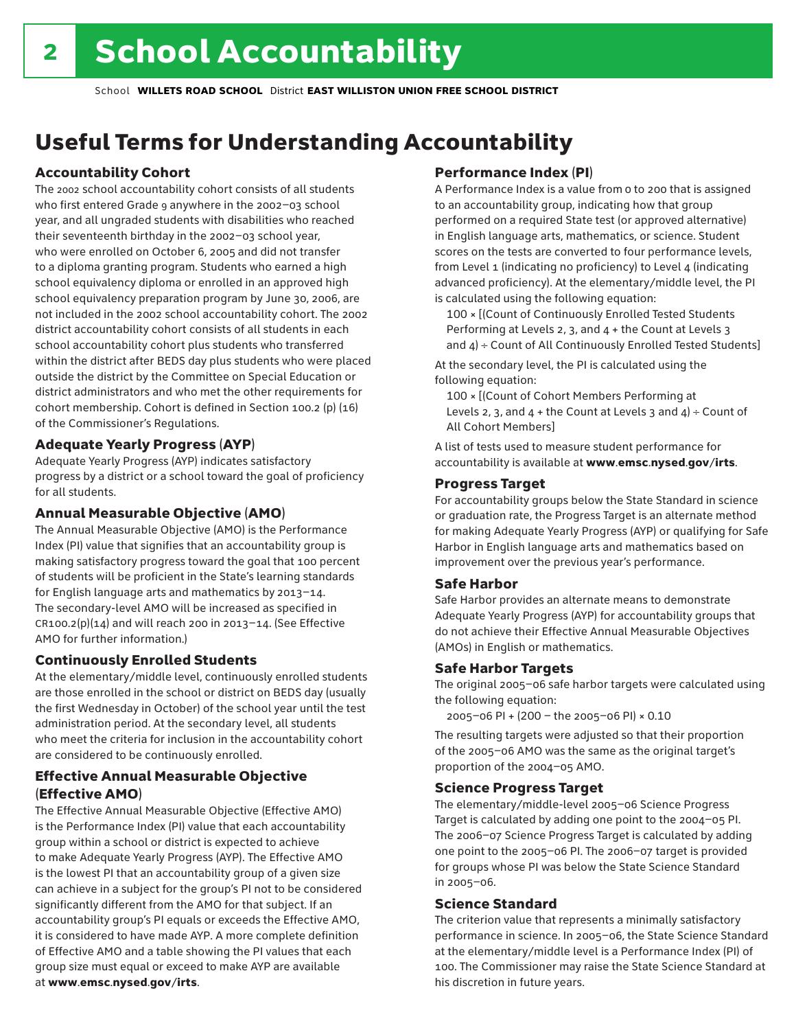# School Accountability

School **WILLETS ROAD SCHOOL** District **EAST WILLISTON UNION FREE SCHOOL DISTRICT**

## Useful Terms for Understanding Accountability

### Accountability Cohort

The 2002 school accountability cohort consists of all students who first entered Grade 9 anywhere in the 2002–03 school year, and all ungraded students with disabilities who reached their seventeenth birthday in the 2002–03 school year, who were enrolled on October 6, 2005 and did not transfer to a diploma granting program. Students who earned a high school equivalency diploma or enrolled in an approved high school equivalency preparation program by June 30, 2006, are not included in the 2002 school accountability cohort. The 2002 district accountability cohort consists of all students in each school accountability cohort plus students who transferred within the district after BEDS day plus students who were placed outside the district by the Committee on Special Education or district administrators and who met the other requirements for cohort membership. Cohort is defined in Section 100.2 (p) (16) of the Commissioner's Regulations.

### Adequate Yearly Progress (AYP)

Adequate Yearly Progress (AYP) indicates satisfactory progress by a district or a school toward the goal of proficiency for all students.

### Annual Measurable Objective (AMO)

The Annual Measurable Objective (AMO) is the Performance Index (PI) value that signifies that an accountability group is making satisfactory progress toward the goal that 100 percent of students will be proficient in the State's learning standards for English language arts and mathematics by 2013–14. The secondary-level AMO will be increased as specified in CR100.2(p)(14) and will reach 200 in 2013–14. (See Effective AMO for further information.)

### Continuously Enrolled Students

At the elementary/middle level, continuously enrolled students are those enrolled in the school or district on BEDS day (usually the first Wednesday in October) of the school year until the test administration period. At the secondary level, all students who meet the criteria for inclusion in the accountability cohort are considered to be continuously enrolled.

### Effective Annual Measurable Objective (Effective AMO)

The Effective Annual Measurable Objective (Effective AMO) is the Performance Index (PI) value that each accountability group within a school or district is expected to achieve to make Adequate Yearly Progress (AYP). The Effective AMO is the lowest PI that an accountability group of a given size can achieve in a subject for the group's PI not to be considered significantly different from the AMO for that subject. If an accountability group's PI equals or exceeds the Effective AMO, it is considered to have made AYP. A more complete definition of Effective AMO and a table showing the PI values that each group size must equal or exceed to make AYP are available at **www.emsc.nysed.gov/irts**.

### Performance Index (PI)

A Performance Index is a value from 0 to 200 that is assigned to an accountability group, indicating how that group performed on a required State test (or approved alternative) in English language arts, mathematics, or science. Student scores on the tests are converted to four performance levels, from Level 1 (indicating no proficiency) to Level 4 (indicating advanced proficiency). At the elementary/middle level, the PI is calculated using the following equation:

100 × [(Count of Continuously Enrolled Tested Students Performing at Levels 2, 3, and 4 + the Count at Levels 3 and 4) ÷ Count of All Continuously Enrolled Tested Students]

At the secondary level, the PI is calculated using the following equation:

100 × [(Count of Cohort Members Performing at Levels 2, 3, and 4 + the Count at Levels 3 and 4) ÷ Count of All Cohort Members]

A list of tests used to measure student performance for accountability is available at **www.emsc.nysed.gov/irts**.

### Progress Target

For accountability groups below the State Standard in science or graduation rate, the Progress Target is an alternate method for making Adequate Yearly Progress (AYP) or qualifying for Safe Harbor in English language arts and mathematics based on improvement over the previous year's performance.

### Safe Harbor

Safe Harbor provides an alternate means to demonstrate Adequate Yearly Progress (AYP) for accountability groups that do not achieve their Effective Annual Measurable Objectives (AMOs) in English or mathematics.

### Safe Harbor Targets

The original 2005–06 safe harbor targets were calculated using the following equation:

2005–06 PI + (200 – the 2005–06 PI) × 0.10

The resulting targets were adjusted so that their proportion of the 2005–06 AMO was the same as the original target's proportion of the 2004–05 AMO.

### Science Progress Target

The elementary/middle-level 2005–06 Science Progress Target is calculated by adding one point to the 2004–05 PI. The 2006–07 Science Progress Target is calculated by adding one point to the 2005–06 PI. The 2006–07 target is provided for groups whose PI was below the State Science Standard in 2005–06.

### Science Standard

The criterion value that represents a minimally satisfactory performance in science. In 2005–06, the State Science Standard at the elementary/middle level is a Performance Index (PI) of 100. The Commissioner may raise the State Science Standard at his discretion in future years.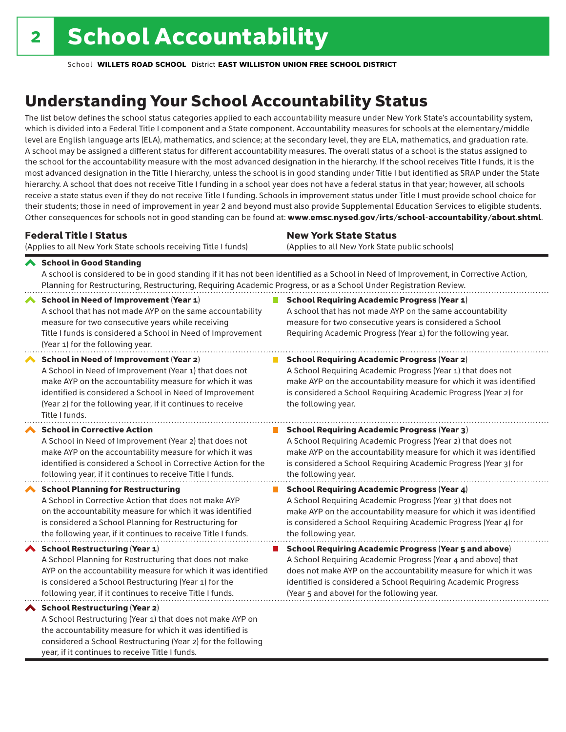# 2 School Accountability

School **WILLETS ROAD SCHOOL** District **EAST WILLISTON UNION FREE SCHOOL DISTRICT**

## Understanding Your School Accountability Status

The list below defines the school status categories applied to each accountability measure under New York State's accountability system, which is divided into a Federal Title I component and a State component. Accountability measures for schools at the elementary/middle level are English language arts (ELA), mathematics, and science; at the secondary level, they are ELA, mathematics, and graduation rate. A school may be assigned a different status for different accountability measures. The overall status of a school is the status assigned to the school for the accountability measure with the most advanced designation in the hierarchy. If the school receives Title I funds, it is the most advanced designation in the Title I hierarchy, unless the school is in good standing under Title I but identified as SRAP under the State hierarchy. A school that does not receive Title I funding in a school year does not have a federal status in that year; however, all schools receive a state status even if they do not receive Title I funding. Schools in improvement status under Title I must provide school choice for their students; those in need of improvement in year 2 and beyond must also provide Supplemental Education Services to eligible students. Other consequences for schools not in good standing can be found at: **www.emsc.nysed.gov/irts/school-accountability/about.shtml**.

| **Federal Title I Status** (Applies to all New York State schools receiving Title I funds) | **New York State Status** (Applies to all New York State public schools) |
|---|---|
| **School in Good Standing** A school is considered to be in good standing if it has not been identified as a School in Need of Improvement, in Corrective Action, Planning for Restructuring, Restructuring, Requiring Academic Progress, or as a School Under Registration Review. | |
| **School in Need of Improvement (Year 1)** A school that has not made AYP on the same accountability measure for two consecutive years while receiving Title I funds is considered a School in Need of Improvement (Year 1) for the following year. | **School Requiring Academic Progress (Year 1)** A school that has not made AYP on the same accountability measure for two consecutive years is considered a School Requiring Academic Progress (Year 1) for the following year. |
| **School in Need of Improvement (Year 2)** A School in Need of Improvement (Year 1) that does not make AYP on the accountability measure for which it was identified is considered a School in Need of Improvement (Year 2) for the following year, if it continues to receive Title I funds. | **School Requiring Academic Progress (Year 2)** A School Requiring Academic Progress (Year 1) that does not make AYP on the accountability measure for which it was identified is considered a School Requiring Academic Progress (Year 2) for the following year. |
| **School in Corrective Action** A School in Need of Improvement (Year 2) that does not make AYP on the accountability measure for which it was identified is considered a School in Corrective Action for the following year, if it continues to receive Title I funds. | **School Requiring Academic Progress (Year 3)** A School Requiring Academic Progress (Year 2) that does not make AYP on the accountability measure for which it was identified is considered a School Requiring Academic Progress (Year 3) for the following year. |
| **School Planning for Restructuring** A School in Corrective Action that does not make AYP on the accountability measure for which it was identified is considered a School Planning for Restructuring for the following year, if it continues to receive Title I funds. | **School Requiring Academic Progress (Year 4)** A School Requiring Academic Progress (Year 3) that does not make AYP on the accountability measure for which it was identified is considered a School Requiring Academic Progress (Year 4) for the following year. |
| **School Restructuring (Year 1)** A School Planning for Restructuring that does not make AYP on the accountability measure for which it was identified is considered a School Restructuring (Year 1) for the following year, if it continues to receive Title I funds. | **School Requiring Academic Progress (Year 5 and above)** A School Requiring Academic Progress (Year 4 and above) that does not make AYP on the accountability measure for which it was identified is considered a School Requiring Academic Progress (Year 5 and above) for the following year. |
| **School Restructuring (Year 2)** A School Restructuring (Year 1) that does not make AYP on the accountability measure for which it was identified is considered a School Restructuring (Year 2) for the following year, if it continues to receive Title I funds. | |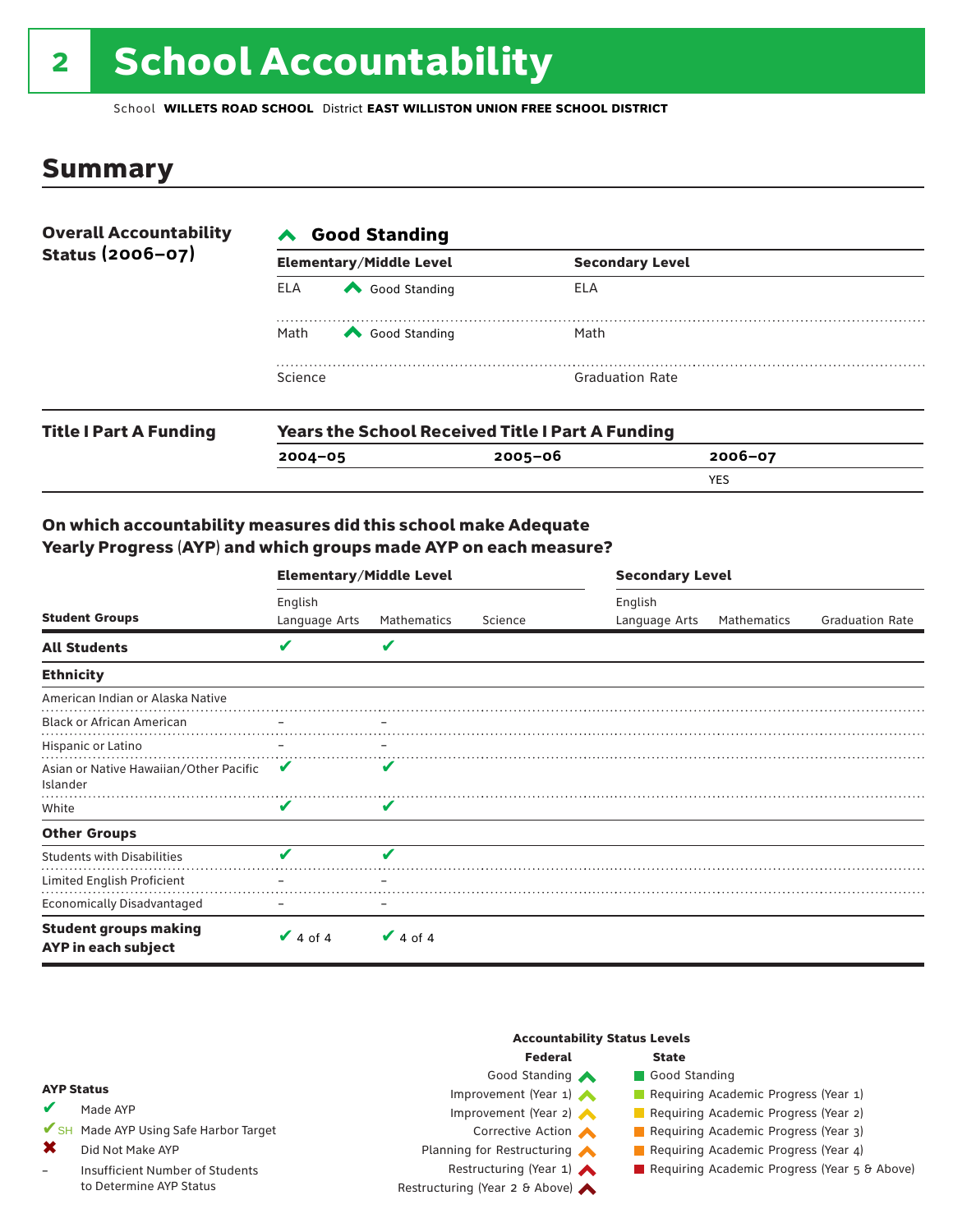# 2 School Accountability

School **WILLETS ROAD SCHOOL** District **EAST WILLISTON UNION FREE SCHOOL DISTRICT**

## Summary

**Overall Accountability Status (2006–07)**

**Good Standing**

| Elementary/Middle Level | | Secondary Level | |
|---|---|---|---|
| ELA | Good Standing | ELA | |
| Math | Good Standing | Math | |
| Science | | Graduation Rate | |

**Title I Part A Funding**

**Years the School Received Title I Part A Funding**

| 2004–05 | 2005–06 | 2006–07 |
|---|---|---|
| | | YES |

### On which accountability measures did this school make Adequate Yearly Progress (AYP) and which groups made AYP on each measure?

| Student Groups | Elementary/Middle Level: English Language Arts | Elementary/Middle Level: Mathematics | Elementary/Middle Level: Science | Secondary Level: English Language Arts | Secondary Level: Mathematics | Secondary Level: Graduation Rate |
|---|---|---|---|---|---|---|
| **All Students** | ✔ | ✔ | | | | |
| **Ethnicity** | | | | | | |
| American Indian or Alaska Native | | | | | | |
| Black or African American | – | – | | | | |
| Hispanic or Latino | – | – | | | | |
| Asian or Native Hawaiian/Other Pacific Islander | ✔ | ✔ | | | | |
| White | ✔ | ✔ | | | | |
| **Other Groups** | | | | | | |
| Students with Disabilities | ✔ | ✔ | | | | |
| Limited English Proficient | – | – | | | | |
| Economically Disadvantaged | – | – | | | | |
| **Student groups making AYP in each subject** | ✔ 4 of 4 | ✔ 4 of 4 | | | | |

**AYP Status**

- ✔ Made AYP
- ✔SH Made AYP Using Safe Harbor Target
- ✖ Did Not Make AYP
- – Insufficient Number of Students to Determine AYP Status

**Accountability Status Levels**

| Federal | State |
|---|---|
| Good Standing | Good Standing |
| Improvement (Year 1) | Requiring Academic Progress (Year 1) |
| Improvement (Year 2) | Requiring Academic Progress (Year 2) |
| Corrective Action | Requiring Academic Progress (Year 3) |
| Planning for Restructuring | Requiring Academic Progress (Year 4) |
| Restructuring (Year 1) | Requiring Academic Progress (Year 5 & Above) |
| Restructuring (Year 2 & Above) | |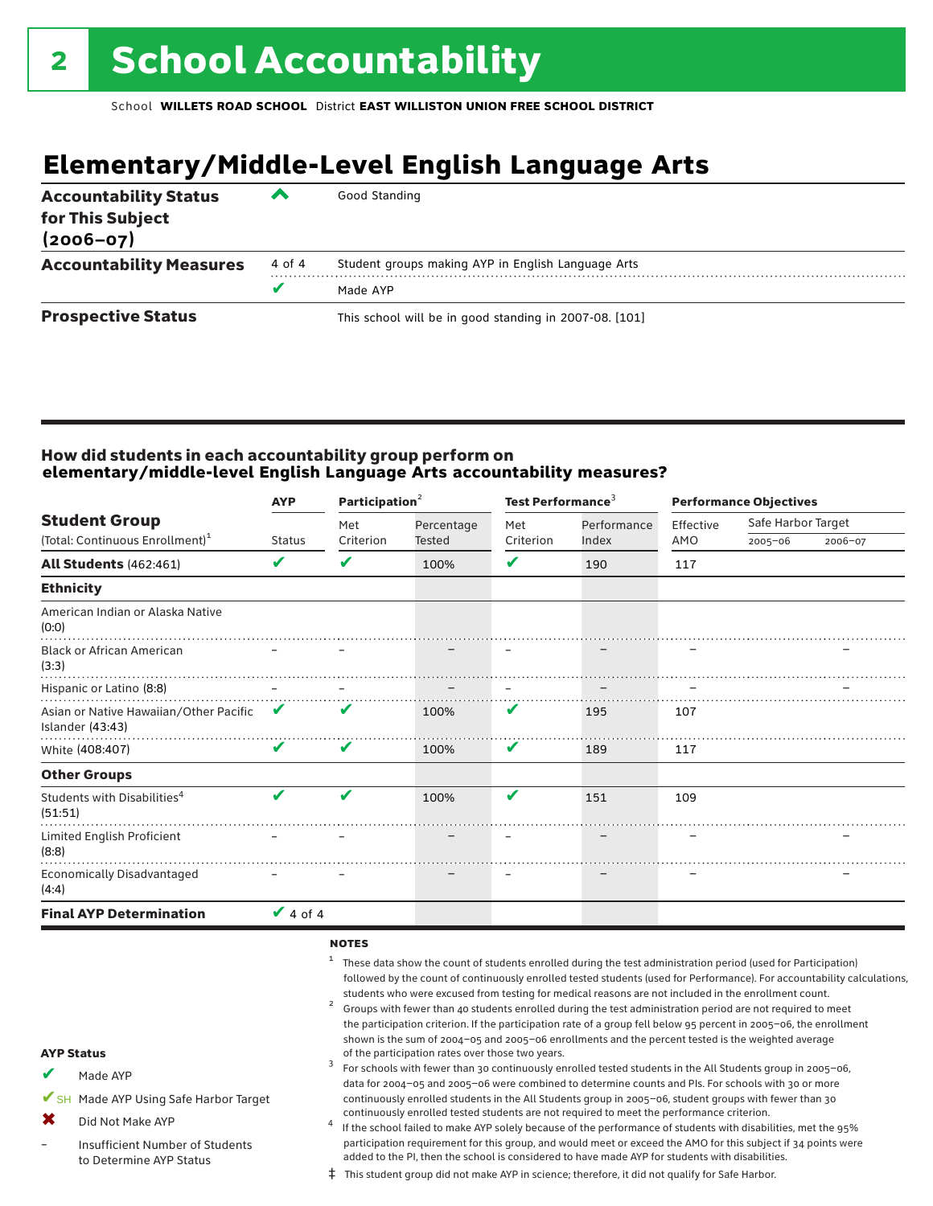## 2 School Accountability

School **WILLETS ROAD SCHOOL** District **EAST WILLISTON UNION FREE SCHOOL DISTRICT**

# Elementary/Middle-Level English Language Arts

| | | |
|---|---|---|
| **Accountability Status for This Subject (2006–07)** | ^ | Good Standing |
| **Accountability Measures** | 4 of 4 | Student groups making AYP in English Language Arts |
| | ✔ | Made AYP |
| **Prospective Status** | | This school will be in good standing in 2007-08. [101] |

### How did students in each accountability group perform on elementary/middle-level English Language Arts accountability measures?

| Student Group (Total: Continuous Enrollment)[1] | AYP Status | Participation[2] Met Criterion | Percentage Tested | Test Performance[3] Met Criterion | Performance Index | Performance Objectives Effective AMO | Safe Harbor Target 2005–06 | 2006–07 |
|---|---|---|---|---|---|---|---|---|
| **All Students** (462:461) | ✔ | ✔ | 100% | ✔ | 190 | 117 | | |
| **Ethnicity** | | | | | | | | |
| American Indian or Alaska Native (0:0) | | | | | | | | |
| Black or African American (3:3) | – | – | – | – | – | – | | – |
| Hispanic or Latino (8:8) | – | – | – | – | – | – | | – |
| Asian or Native Hawaiian/Other Pacific Islander (43:43) | ✔ | ✔ | 100% | ✔ | 195 | 107 | | |
| White (408:407) | ✔ | ✔ | 100% | ✔ | 189 | 117 | | |
| **Other Groups** | | | | | | | | |
| Students with Disabilities[4] (51:51) | ✔ | ✔ | 100% | ✔ | 151 | 109 | | |
| Limited English Proficient (8:8) | – | – | – | – | – | – | | – |
| Economically Disadvantaged (4:4) | – | – | – | – | – | – | | – |
| **Final AYP Determination** | ✔ 4 of 4 | | | | | | | |

**NOTES**

1. These data show the count of students enrolled during the test administration period (used for Participation) followed by the count of continuously enrolled tested students (used for Performance). For accountability calculations, students who were excused from testing for medical reasons are not included in the enrollment count.
2. Groups with fewer than 40 students enrolled during the test administration period are not required to meet the participation criterion. If the participation rate of a group fell below 95 percent in 2005–06, the enrollment shown is the sum of 2004–05 and 2005–06 enrollments and the percent tested is the weighted average of the participation rates over those two years.
3. For schools with fewer than 30 continuously enrolled tested students in the All Students group in 2005–06, data for 2004–05 and 2005–06 were combined to determine counts and PIs. For schools with 30 or more continuously enrolled students in the All Students group in 2005–06, student groups with fewer than 30 continuously enrolled tested students are not required to meet the performance criterion.
4. If the school failed to make AYP solely because of the performance of students with disabilities, met the 95% participation requirement for this group, and would meet or exceed the AMO for this subject if 34 points were added to the PI, then the school is considered to have made AYP for students with disabilities.

‡ This student group did not make AYP in science; therefore, it did not qualify for Safe Harbor.

**AYP Status**

- ✔ Made AYP
- ✔SH Made AYP Using Safe Harbor Target
- ✖ Did Not Make AYP
- – Insufficient Number of Students to Determine AYP Status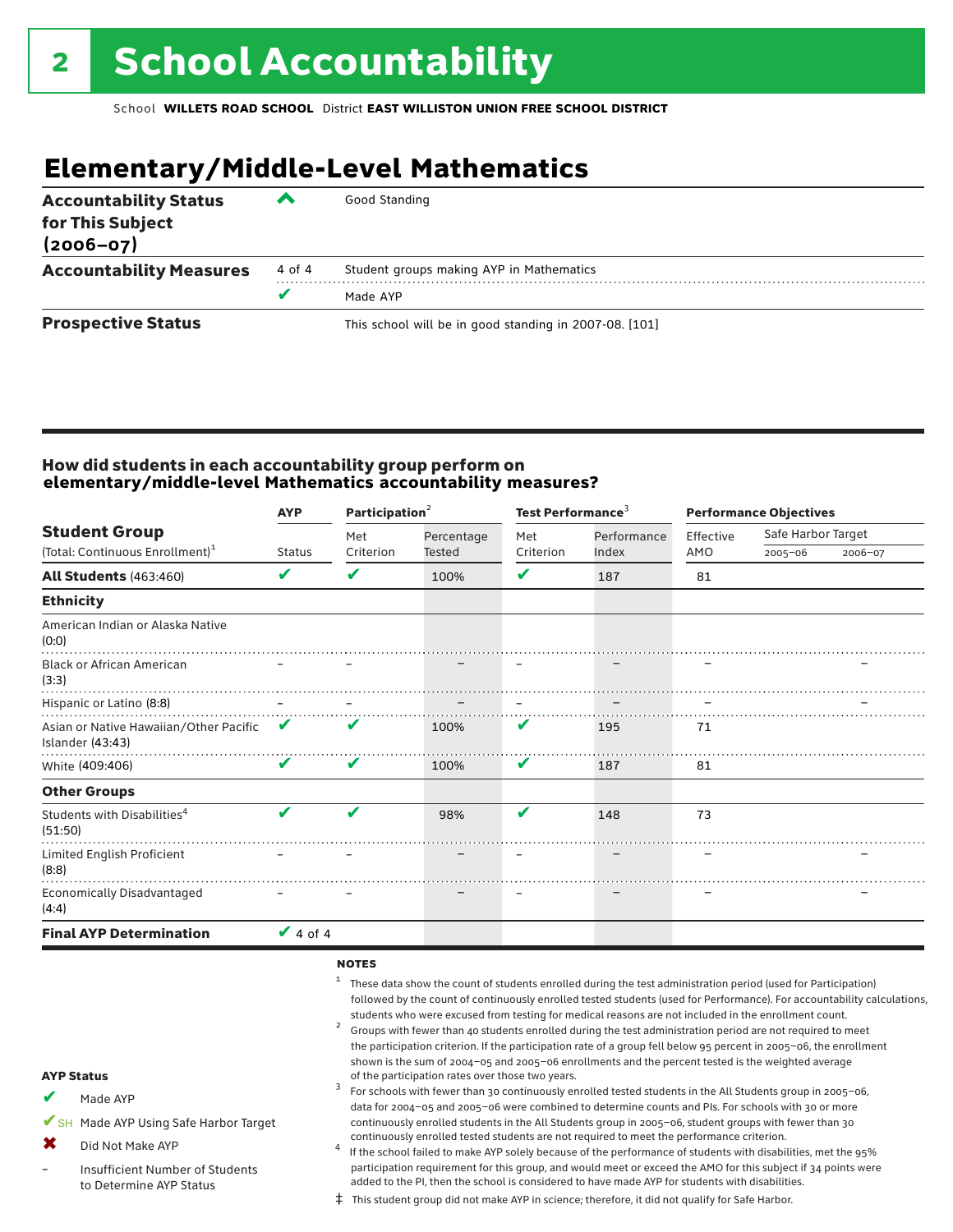# 2 School Accountability

School **WILLETS ROAD SCHOOL** District **EAST WILLISTON UNION FREE SCHOOL DISTRICT**

## Elementary/Middle-Level Mathematics

| | | |
|---|---|---|
| **Accountability Status for This Subject (2006–07)** | ^ | Good Standing |
| **Accountability Measures** | 4 of 4 | Student groups making AYP in Mathematics |
| | ✔ | Made AYP |
| **Prospective Status** | | This school will be in good standing in 2007-08. [101] |

### How did students in each accountability group perform on elementary/middle-level Mathematics accountability measures?

| Student Group (Total: Continuous Enrollment)[1] | AYP | Participation[2] | | Test Performance[3] | | Performance Objectives | | |
|---|---|---|---|---|---|---|---|---|
| | Status | Met Criterion | Percentage Tested | Met Criterion | Performance Index | Effective AMO | Safe Harbor Target 2005–06 | Safe Harbor Target 2006–07 |
| **All Students** (463:460) | ✔ | ✔ | 100% | ✔ | 187 | 81 | | |
| **Ethnicity** | | | | | | | | |
| American Indian or Alaska Native (0:0) | | | | | | | | |
| Black or African American (3:3) | – | – | – | – | – | – | | – |
| Hispanic or Latino (8:8) | – | – | – | – | – | – | | – |
| Asian or Native Hawaiian/Other Pacific Islander (43:43) | ✔ | ✔ | 100% | ✔ | 195 | 71 | | |
| White (409:406) | ✔ | ✔ | 100% | ✔ | 187 | 81 | | |
| **Other Groups** | | | | | | | | |
| Students with Disabilities[4] (51:50) | ✔ | ✔ | 98% | ✔ | 148 | 73 | | |
| Limited English Proficient (8:8) | – | – | – | – | – | – | | – |
| Economically Disadvantaged (4:4) | – | – | – | – | – | – | | – |
| **Final AYP Determination** | ✔ 4 of 4 | | | | | | | |

**AYP Status**

- ✔ Made AYP
- ✔SH Made AYP Using Safe Harbor Target
- ✖ Did Not Make AYP
- – Insufficient Number of Students to Determine AYP Status

**NOTES**

[1] These data show the count of students enrolled during the test administration period (used for Participation) followed by the count of continuously enrolled tested students (used for Performance). For accountability calculations, students who were excused from testing for medical reasons are not included in the enrollment count.

[2] Groups with fewer than 40 students enrolled during the test administration period are not required to meet the participation criterion. If the participation rate of a group fell below 95 percent in 2005–06, the enrollment shown is the sum of 2004–05 and 2005–06 enrollments and the percent tested is the weighted average of the participation rates over those two years.

[3] For schools with fewer than 30 continuously enrolled tested students in the All Students group in 2005–06, data for 2004–05 and 2005–06 were combined to determine counts and PIs. For schools with 30 or more continuously enrolled students in the All Students group in 2005–06, student groups with fewer than 30 continuously enrolled tested students are not required to meet the performance criterion.

[4] If the school failed to make AYP solely because of the performance of students with disabilities, met the 95% participation requirement for this group, and would meet or exceed the AMO for this subject if 34 points were added to the PI, then the school is considered to have made AYP for students with disabilities.

‡ This student group did not make AYP in science; therefore, it did not qualify for Safe Harbor.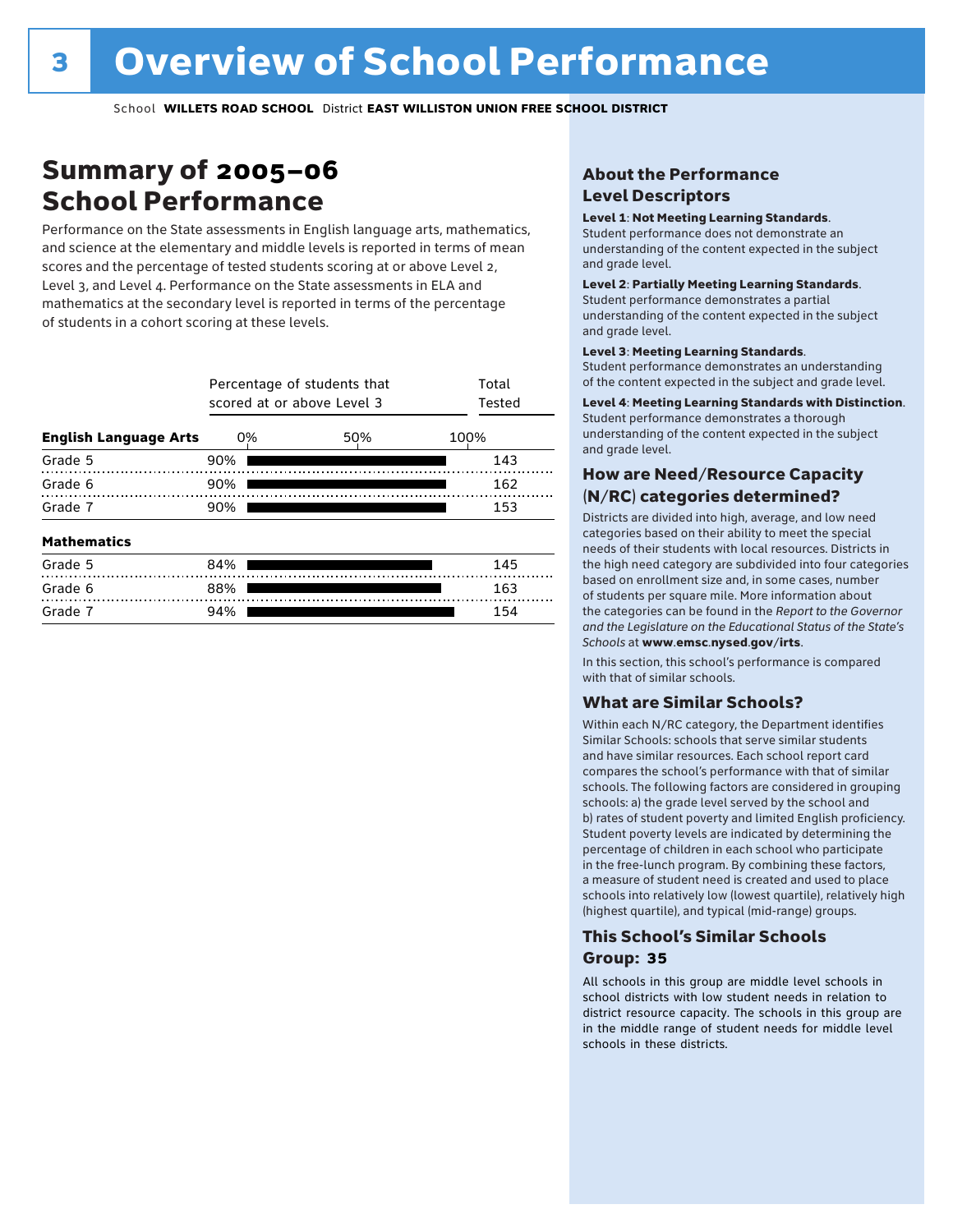# Overview of School Performance

School **WILLETS ROAD SCHOOL** District **EAST WILLISTON UNION FREE SCHOOL DISTRICT**

## Summary of 2005–06 School Performance

Performance on the State assessments in English language arts, mathematics, and science at the elementary and middle levels is reported in terms of mean scores and the percentage of tested students scoring at or above Level 2, Level 3, and Level 4. Performance on the State assessments in ELA and mathematics at the secondary level is reported in terms of the percentage of students in a cohort scoring at these levels.

| | Percentage of students that scored at or above Level 3 | Total Tested |
|---|---|---|
| **English Language Arts** | | |
| Grade 5 | 90% | 143 |
| Grade 6 | 90% | 162 |
| Grade 7 | 90% | 153 |
| **Mathematics** | | |
| Grade 5 | 84% | 145 |
| Grade 6 | 88% | 163 |
| Grade 7 | 94% | 154 |

### About the Performance Level Descriptors

**Level 1**: **Not Meeting Learning Standards**. Student performance does not demonstrate an understanding of the content expected in the subject and grade level.

**Level 2**: **Partially Meeting Learning Standards**. Student performance demonstrates a partial understanding of the content expected in the subject and grade level.

**Level 3**: **Meeting Learning Standards**. Student performance demonstrates an understanding of the content expected in the subject and grade level.

**Level 4**: **Meeting Learning Standards with Distinction**. Student performance demonstrates a thorough understanding of the content expected in the subject and grade level.

### How are Need/Resource Capacity (N/RC) categories determined?

Districts are divided into high, average, and low need categories based on their ability to meet the special needs of their students with local resources. Districts in the high need category are subdivided into four categories based on enrollment size and, in some cases, number of students per square mile. More information about the categories can be found in the *Report to the Governor and the Legislature on the Educational Status of the State's Schools* at **www.emsc.nysed.gov/irts**.

In this section, this school's performance is compared with that of similar schools.

### What are Similar Schools?

Within each N/RC category, the Department identifies Similar Schools: schools that serve similar students and have similar resources. Each school report card compares the school's performance with that of similar schools. The following factors are considered in grouping schools: a) the grade level served by the school and b) rates of student poverty and limited English proficiency. Student poverty levels are indicated by determining the percentage of children in each school who participate in the free-lunch program. By combining these factors, a measure of student need is created and used to place schools into relatively low (lowest quartile), relatively high (highest quartile), and typical (mid-range) groups.

### This School's Similar Schools Group: 35

All schools in this group are middle level schools in school districts with low student needs in relation to district resource capacity. The schools in this group are in the middle range of student needs for middle level schools in these districts.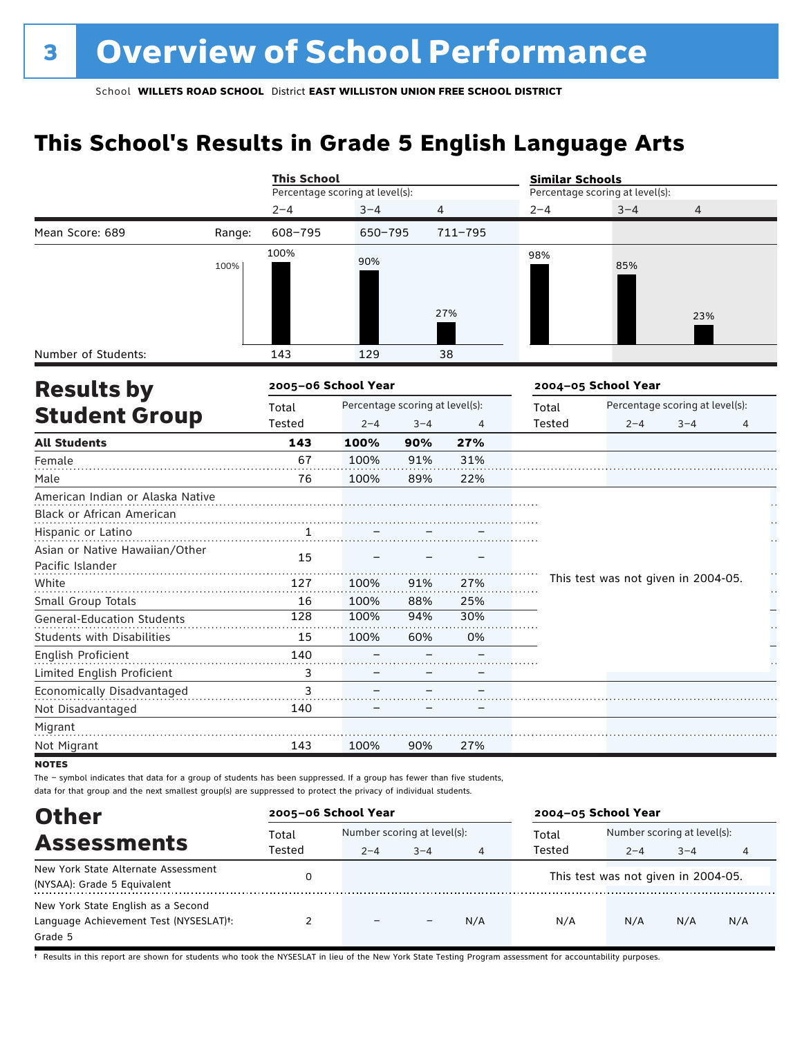# 3 Overview of School Performance

School **WILLETS ROAD SCHOOL** District **EAST WILLISTON UNION FREE SCHOOL DISTRICT**

## This School's Results in Grade 5 English Language Arts

| | | This School | | | Similar Schools | | |
|---|---|---|---|---|---|---|---|
| | | Percentage scoring at level(s): | | | Percentage scoring at level(s): | | |
| | | 2–4 | 3–4 | 4 | 2–4 | 3–4 | 4 |
| Mean Score: 689 | Range: | 608–795 | 650–795 | 711–795 | | | |
| | | 100% | 90% | 27% | 98% | 85% | 23% |
| Number of Students: | | 143 | 129 | 38 | | | |

## Results by Student Group

| | 2005–06 School Year | | | | 2004–05 School Year | | | |
|---|---|---|---|---|---|---|---|---|
| | Total Tested | Percentage scoring at level(s): 2–4 | 3–4 | 4 | Total Tested | Percentage scoring at level(s): 2–4 | 3–4 | 4 |
| **All Students** | **143** | **100%** | **90%** | **27%** | | | | |
| Female | 67 | 100% | 91% | 31% | | | | |
| Male | 76 | 100% | 89% | 22% | | | | |
| American Indian or Alaska Native | | | | | This test was not given in 2004-05. | | | |
| Black or African American | | | | | | | | |
| Hispanic or Latino | 1 | – | – | – | | | | |
| Asian or Native Hawaiian/Other Pacific Islander | 15 | – | – | – | | | | |
| White | 127 | 100% | 91% | 27% | | | | |
| Small Group Totals | 16 | 100% | 88% | 25% | | | | |
| General-Education Students | 128 | 100% | 94% | 30% | | | | |
| Students with Disabilities | 15 | 100% | 60% | 0% | | | | |
| English Proficient | 140 | – | – | – | | | | |
| Limited English Proficient | 3 | – | – | – | | | | |
| Economically Disadvantaged | 3 | – | – | – | | | | |
| Not Disadvantaged | 140 | – | – | – | | | | |
| Migrant | | | | | | | | |
| Not Migrant | 143 | 100% | 90% | 27% | | | | |

**NOTES**

The – symbol indicates that data for a group of students has been suppressed. If a group has fewer than five students, data for that group and the next smallest group(s) are suppressed to protect the privacy of individual students.

## Other Assessments

| | 2005–06 School Year | | | | 2004–05 School Year | | | |
|---|---|---|---|---|---|---|---|---|
| | Total Tested | Number scoring at level(s): 2–4 | 3–4 | 4 | Total Tested | Number scoring at level(s): 2–4 | 3–4 | 4 |
| New York State Alternate Assessment (NYSAA): Grade 5 Equivalent | 0 | | | | This test was not given in 2004-05. | | | |
| New York State English as a Second Language Achievement Test (NYSESLAT)†: Grade 5 | 2 | – | – | N/A | N/A | N/A | N/A | N/A |

† Results in this report are shown for students who took the NYSESLAT in lieu of the New York State Testing Program assessment for accountability purposes.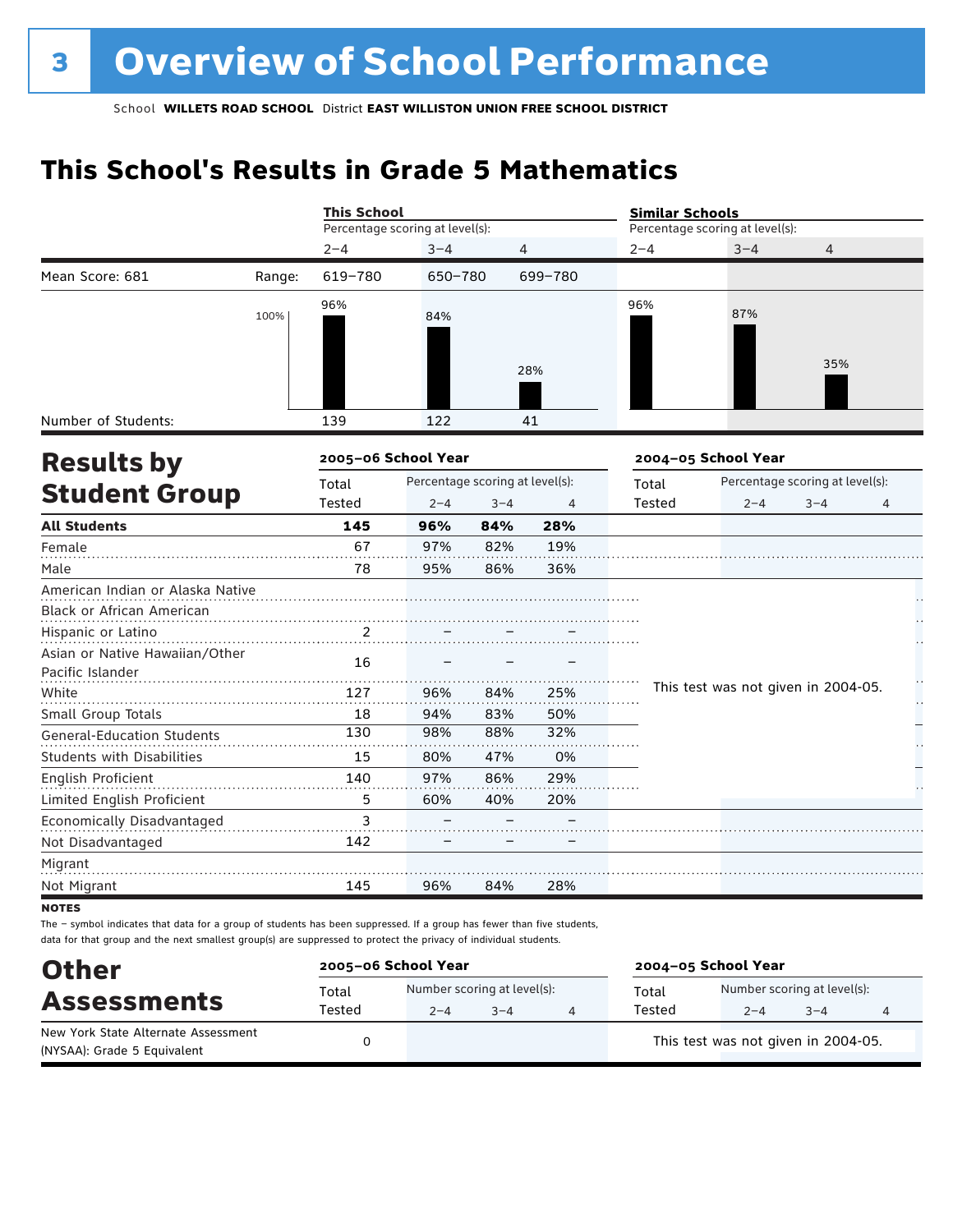# 3 Overview of School Performance

School **WILLETS ROAD SCHOOL** District **EAST WILLISTON UNION FREE SCHOOL DISTRICT**

## This School's Results in Grade 5 Mathematics

| | | This School | | | Similar Schools | | |
|---|---|---|---|---|---|---|---|
| | | Percentage scoring at level(s): | | | Percentage scoring at level(s): | | |
| | | 2–4 | 3–4 | 4 | 2–4 | 3–4 | 4 |
| Mean Score: 681 | Range: | 619–780 | 650–780 | 699–780 | | | |
| | | 96% | 84% | 28% | 96% | 87% | 35% |
| Number of Students: | | 139 | 122 | 41 | | | |

## Results by Student Group

| | 2005–06 School Year | | | | 2004–05 School Year | | | |
|---|---|---|---|---|---|---|---|---|
| | Total Tested | Percentage scoring at level(s): 2–4 | 3–4 | 4 | Total Tested | Percentage scoring at level(s): 2–4 | 3–4 | 4 |
| **All Students** | **145** | **96%** | **84%** | **28%** | | | | |
| Female | 67 | 97% | 82% | 19% | | | | |
| Male | 78 | 95% | 86% | 36% | | | | |
| American Indian or Alaska Native | | | | | This test was not given in 2004-05. | | | |
| Black or African American | | | | | | | | |
| Hispanic or Latino | 2 | – | – | – | | | | |
| Asian or Native Hawaiian/Other Pacific Islander | 16 | – | – | – | | | | |
| White | 127 | 96% | 84% | 25% | | | | |
| Small Group Totals | 18 | 94% | 83% | 50% | | | | |
| General-Education Students | 130 | 98% | 88% | 32% | | | | |
| Students with Disabilities | 15 | 80% | 47% | 0% | | | | |
| English Proficient | 140 | 97% | 86% | 29% | | | | |
| Limited English Proficient | 5 | 60% | 40% | 20% | | | | |
| Economically Disadvantaged | 3 | – | – | – | | | | |
| Not Disadvantaged | 142 | – | – | – | | | | |
| Migrant | | | | | | | | |
| Not Migrant | 145 | 96% | 84% | 28% | | | | |

**NOTES**

The – symbol indicates that data for a group of students has been suppressed. If a group has fewer than five students, data for that group and the next smallest group(s) are suppressed to protect the privacy of individual students.

## Other Assessments

| | 2005–06 School Year | | | | 2004–05 School Year | | | |
|---|---|---|---|---|---|---|---|---|
| | Total Tested | Number scoring at level(s): 2–4 | 3–4 | 4 | Total Tested | Number scoring at level(s): 2–4 | 3–4 | 4 |
| New York State Alternate Assessment (NYSAA): Grade 5 Equivalent | 0 | | | | This test was not given in 2004-05. | | | |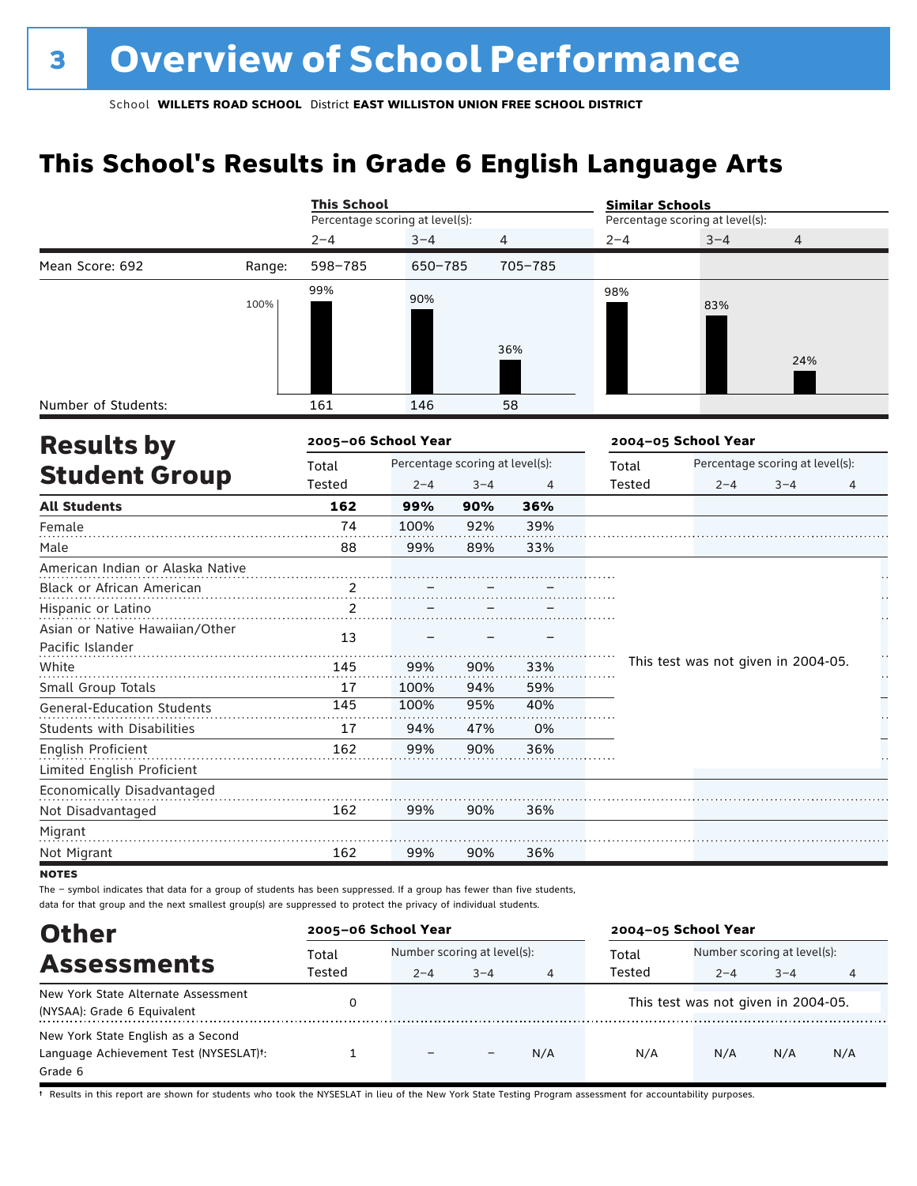# 3 Overview of School Performance

School **WILLETS ROAD SCHOOL** District **EAST WILLISTON UNION FREE SCHOOL DISTRICT**

## This School's Results in Grade 6 English Language Arts

| | | This School | | | Similar Schools | | |
|---|---|---|---|---|---|---|---|
| | | Percentage scoring at level(s): | | | Percentage scoring at level(s): | | |
| | | 2–4 | 3–4 | 4 | 2–4 | 3–4 | 4 |
| Mean Score: 692 | Range: | 598–785 | 650–785 | 705–785 | | | |
| | | 99% | 90% | 36% | 98% | 83% | 24% |
| Number of Students: | | 161 | 146 | 58 | | | |

## Results by Student Group

| | 2005–06 School Year | | | | 2004–05 School Year | | | |
|---|---|---|---|---|---|---|---|---|
| | Total Tested | Percentage scoring at level(s): 2–4 | 3–4 | 4 | Total Tested | Percentage scoring at level(s): 2–4 | 3–4 | 4 |
| **All Students** | **162** | **99%** | **90%** | **36%** | | | | |
| Female | 74 | 100% | 92% | 39% | | | | |
| Male | 88 | 99% | 89% | 33% | | | | |
| American Indian or Alaska Native | | | | | This test was not given in 2004-05. | | | |
| Black or African American | 2 | – | – | – | | | | |
| Hispanic or Latino | 2 | – | – | – | | | | |
| Asian or Native Hawaiian/Other Pacific Islander | 13 | – | – | – | | | | |
| White | 145 | 99% | 90% | 33% | | | | |
| Small Group Totals | 17 | 100% | 94% | 59% | | | | |
| General-Education Students | 145 | 100% | 95% | 40% | | | | |
| Students with Disabilities | 17 | 94% | 47% | 0% | | | | |
| English Proficient | 162 | 99% | 90% | 36% | | | | |
| Limited English Proficient | | | | | | | | |
| Economically Disadvantaged | | | | | | | | |
| Not Disadvantaged | 162 | 99% | 90% | 36% | | | | |
| Migrant | | | | | | | | |
| Not Migrant | 162 | 99% | 90% | 36% | | | | |

**NOTES**

The – symbol indicates that data for a group of students has been suppressed. If a group has fewer than five students, data for that group and the next smallest group(s) are suppressed to protect the privacy of individual students.

## Other Assessments

| | 2005–06 School Year | | | | 2004–05 School Year | | | |
|---|---|---|---|---|---|---|---|---|
| | Total Tested | Number scoring at level(s): 2–4 | 3–4 | 4 | Total Tested | Number scoring at level(s): 2–4 | 3–4 | 4 |
| New York State Alternate Assessment (NYSAA): Grade 6 Equivalent | 0 | | | | This test was not given in 2004-05. | | | |
| New York State English as a Second Language Achievement Test (NYSESLAT)†: Grade 6 | 1 | – | – | N/A | N/A | N/A | N/A | N/A |

† Results in this report are shown for students who took the NYSESLAT in lieu of the New York State Testing Program assessment for accountability purposes.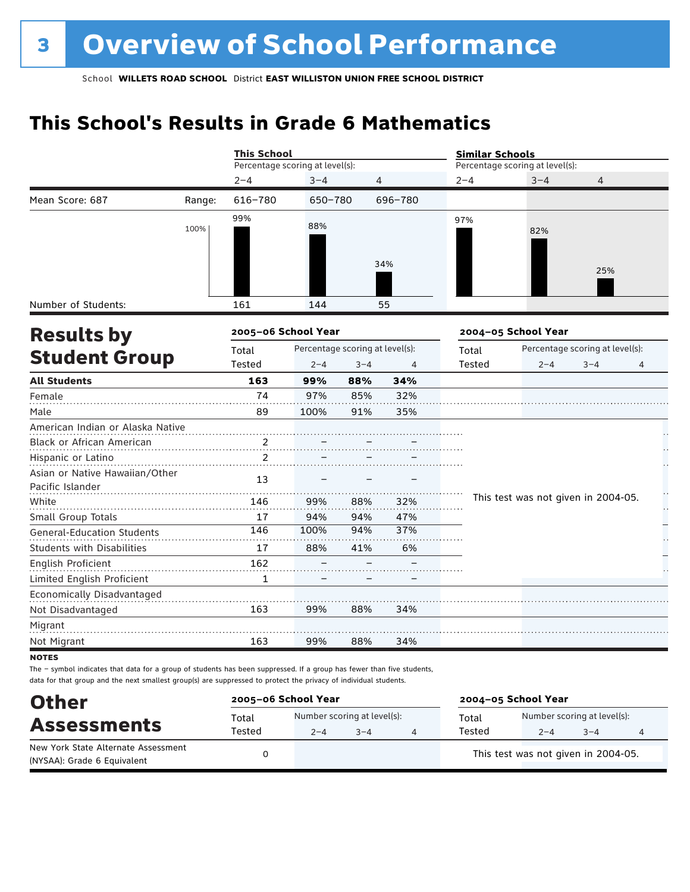# 3 Overview of School Performance

School **WILLETS ROAD SCHOOL** District **EAST WILLISTON UNION FREE SCHOOL DISTRICT**

## This School's Results in Grade 6 Mathematics

| | | This School | | | Similar Schools | | |
|---|---|---|---|---|---|---|---|
| | | Percentage scoring at level(s): | | | Percentage scoring at level(s): | | |
| | | 2–4 | 3–4 | 4 | 2–4 | 3–4 | 4 |
| Mean Score: 687 | Range: | 616–780 | 650–780 | 696–780 | | | |
| | | 99% | 88% | 34% | 97% | 82% | 25% |
| Number of Students: | | 161 | 144 | 55 | | | |

## Results by Student Group

| | 2005–06 School Year | | | | 2004–05 School Year | | | |
|---|---|---|---|---|---|---|---|---|
| | Total Tested | Percentage scoring at level(s): 2–4 | 3–4 | 4 | Total Tested | Percentage scoring at level(s): 2–4 | 3–4 | 4 |
| **All Students** | **163** | **99%** | **88%** | **34%** | | | | |
| Female | 74 | 97% | 85% | 32% | | | | |
| Male | 89 | 100% | 91% | 35% | | | | |
| American Indian or Alaska Native | | | | | This test was not given in 2004-05. | | | |
| Black or African American | 2 | – | – | – | | | | |
| Hispanic or Latino | 2 | – | – | – | | | | |
| Asian or Native Hawaiian/Other Pacific Islander | 13 | – | – | – | | | | |
| White | 146 | 99% | 88% | 32% | | | | |
| Small Group Totals | 17 | 94% | 94% | 47% | | | | |
| General-Education Students | 146 | 100% | 94% | 37% | | | | |
| Students with Disabilities | 17 | 88% | 41% | 6% | | | | |
| English Proficient | 162 | – | – | – | | | | |
| Limited English Proficient | 1 | – | – | – | | | | |
| Economically Disadvantaged | | | | | | | | |
| Not Disadvantaged | 163 | 99% | 88% | 34% | | | | |
| Migrant | | | | | | | | |
| Not Migrant | 163 | 99% | 88% | 34% | | | | |

**NOTES**

The – symbol indicates that data for a group of students has been suppressed. If a group has fewer than five students, data for that group and the next smallest group(s) are suppressed to protect the privacy of individual students.

## Other Assessments

| | 2005–06 School Year | | | | 2004–05 School Year | | | |
|---|---|---|---|---|---|---|---|---|
| | Total Tested | Number scoring at level(s): 2–4 | 3–4 | 4 | Total Tested | Number scoring at level(s): 2–4 | 3–4 | 4 |
| New York State Alternate Assessment (NYSAA): Grade 6 Equivalent | 0 | | | | This test was not given in 2004-05. | | | |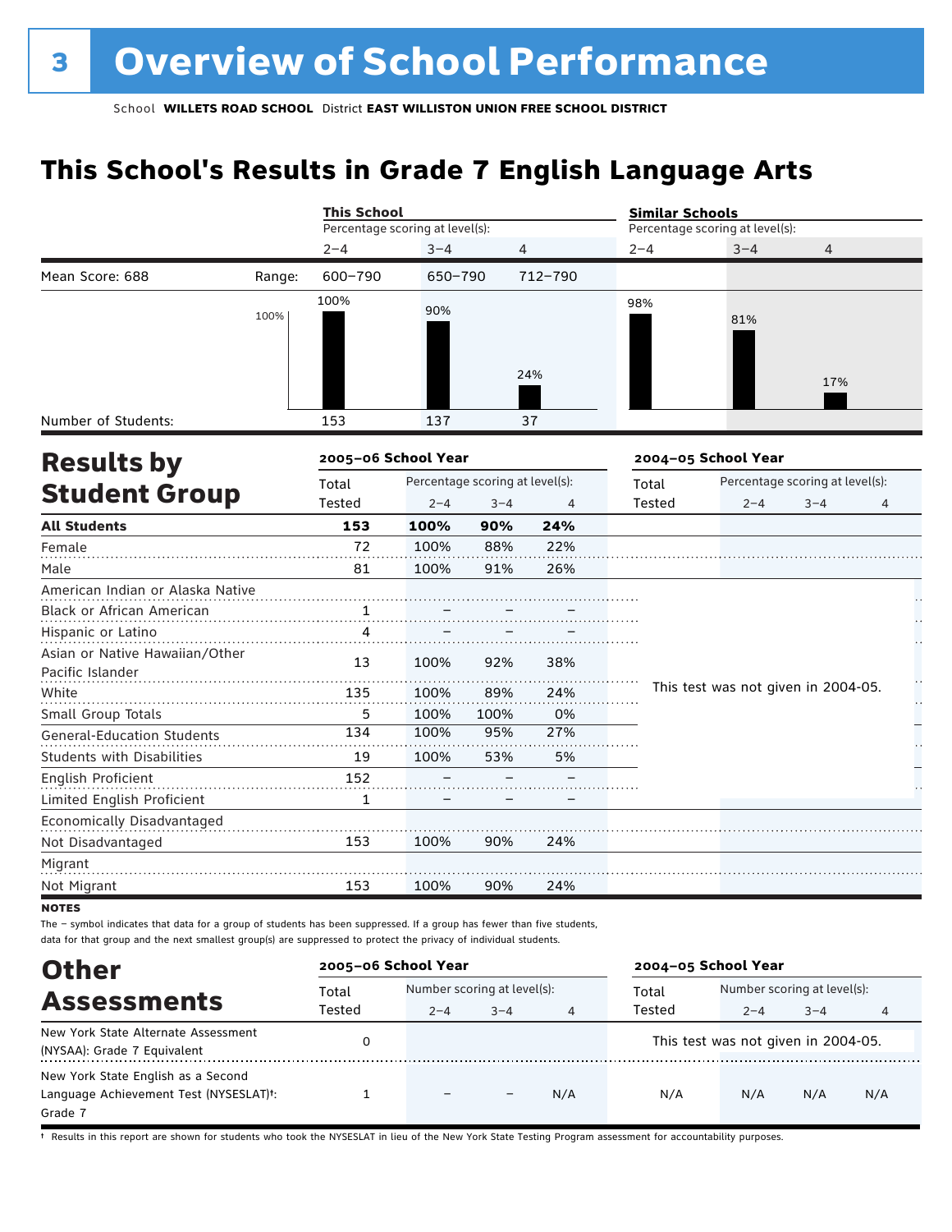# 3 Overview of School Performance

School **WILLETS ROAD SCHOOL** District **EAST WILLISTON UNION FREE SCHOOL DISTRICT**

## This School's Results in Grade 7 English Language Arts

| | | This School | | | Similar Schools | | |
|---|---|---|---|---|---|---|---|
| | | Percentage scoring at level(s): | | | Percentage scoring at level(s): | | |
| | | 2–4 | 3–4 | 4 | 2–4 | 3–4 | 4 |
| Mean Score: 688 | Range: | 600–790 | 650–790 | 712–790 | | | |
| | | 100% | 90% | 24% | 98% | 81% | 17% |
| Number of Students: | | 153 | 137 | 37 | | | |

## Results by Student Group

| | 2005–06 School Year | | | | 2004–05 School Year | | | |
|---|---|---|---|---|---|---|---|---|
| | Total Tested | Percentage scoring at level(s): 2–4 | 3–4 | 4 | Total Tested | Percentage scoring at level(s): 2–4 | 3–4 | 4 |
| **All Students** | **153** | **100%** | **90%** | **24%** | | | | |
| Female | 72 | 100% | 88% | 22% | | | | |
| Male | 81 | 100% | 91% | 26% | | | | |
| American Indian or Alaska Native | | | | | This test was not given in 2004-05. | | | |
| Black or African American | 1 | – | – | – | | | | |
| Hispanic or Latino | 4 | – | – | – | | | | |
| Asian or Native Hawaiian/Other Pacific Islander | 13 | 100% | 92% | 38% | | | | |
| White | 135 | 100% | 89% | 24% | | | | |
| Small Group Totals | 5 | 100% | 100% | 0% | | | | |
| General-Education Students | 134 | 100% | 95% | 27% | | | | |
| Students with Disabilities | 19 | 100% | 53% | 5% | | | | |
| English Proficient | 152 | – | – | – | | | | |
| Limited English Proficient | 1 | – | – | – | | | | |
| Economically Disadvantaged | | | | | | | | |
| Not Disadvantaged | 153 | 100% | 90% | 24% | | | | |
| Migrant | | | | | | | | |
| Not Migrant | 153 | 100% | 90% | 24% | | | | |

**NOTES**

The – symbol indicates that data for a group of students has been suppressed. If a group has fewer than five students, data for that group and the next smallest group(s) are suppressed to protect the privacy of individual students.

## Other Assessments

| | 2005–06 School Year | | | | 2004–05 School Year | | | |
|---|---|---|---|---|---|---|---|---|
| | Total Tested | Number scoring at level(s): 2–4 | 3–4 | 4 | Total Tested | Number scoring at level(s): 2–4 | 3–4 | 4 |
| New York State Alternate Assessment (NYSAA): Grade 7 Equivalent | 0 | | | | This test was not given in 2004-05. | | | |
| New York State English as a Second Language Achievement Test (NYSESLAT)†: Grade 7 | 1 | – | – | N/A | N/A | N/A | N/A | N/A |

† Results in this report are shown for students who took the NYSESLAT in lieu of the New York State Testing Program assessment for accountability purposes.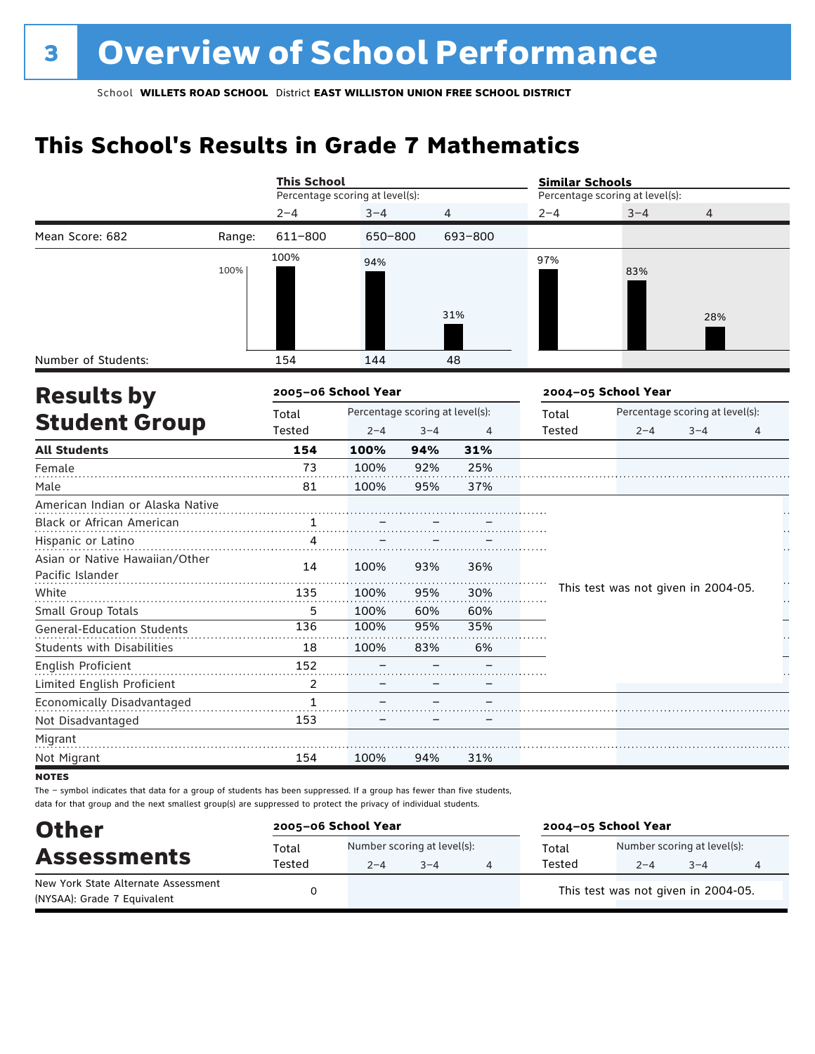# 3 Overview of School Performance

School **WILLETS ROAD SCHOOL** District **EAST WILLISTON UNION FREE SCHOOL DISTRICT**

## This School's Results in Grade 7 Mathematics

This School
Percentage scoring at level(s):
2–4 3–4 4

Similar Schools
Percentage scoring at level(s):
2–4 3–4 4

Mean Score: 682
Range: 611–800 650–800 693–800

100%
100% 94% 31%
97% 83% 28%

Number of Students: 154 144 48

## Results by Student Group

| | 2005–06 School Year | | | | 2004–05 School Year | | | |
|---|---|---|---|---|---|---|---|---|
| | Total Tested | Percentage scoring at level(s): 2–4 | 3–4 | 4 | Total Tested | Percentage scoring at level(s): 2–4 | 3–4 | 4 |
| **All Students** | **154** | **100%** | **94%** | **31%** | | | | |
| Female | 73 | 100% | 92% | 25% | | | | |
| Male | 81 | 100% | 95% | 37% | | | | |
| American Indian or Alaska Native | | | | | This test was not given in 2004-05. | | | |
| Black or African American | 1 | – | – | – | | | | |
| Hispanic or Latino | 4 | – | – | – | | | | |
| Asian or Native Hawaiian/Other Pacific Islander | 14 | 100% | 93% | 36% | | | | |
| White | 135 | 100% | 95% | 30% | | | | |
| Small Group Totals | 5 | 100% | 60% | 60% | | | | |
| General-Education Students | 136 | 100% | 95% | 35% | | | | |
| Students with Disabilities | 18 | 100% | 83% | 6% | | | | |
| English Proficient | 152 | – | – | – | | | | |
| Limited English Proficient | 2 | – | – | – | | | | |
| Economically Disadvantaged | 1 | – | – | – | | | | |
| Not Disadvantaged | 153 | – | – | – | | | | |
| Migrant | | | | | | | | |
| Not Migrant | 154 | 100% | 94% | 31% | | | | |

**NOTES**

The – symbol indicates that data for a group of students has been suppressed. If a group has fewer than five students, data for that group and the next smallest group(s) are suppressed to protect the privacy of individual students.

## Other Assessments

| | 2005–06 School Year | | | | 2004–05 School Year | | | |
|---|---|---|---|---|---|---|---|---|
| | Total Tested | Number scoring at level(s): 2–4 | 3–4 | 4 | Total Tested | Number scoring at level(s): 2–4 | 3–4 | 4 |
| New York State Alternate Assessment (NYSAA): Grade 7 Equivalent | 0 | | | | This test was not given in 2004-05. | | | |